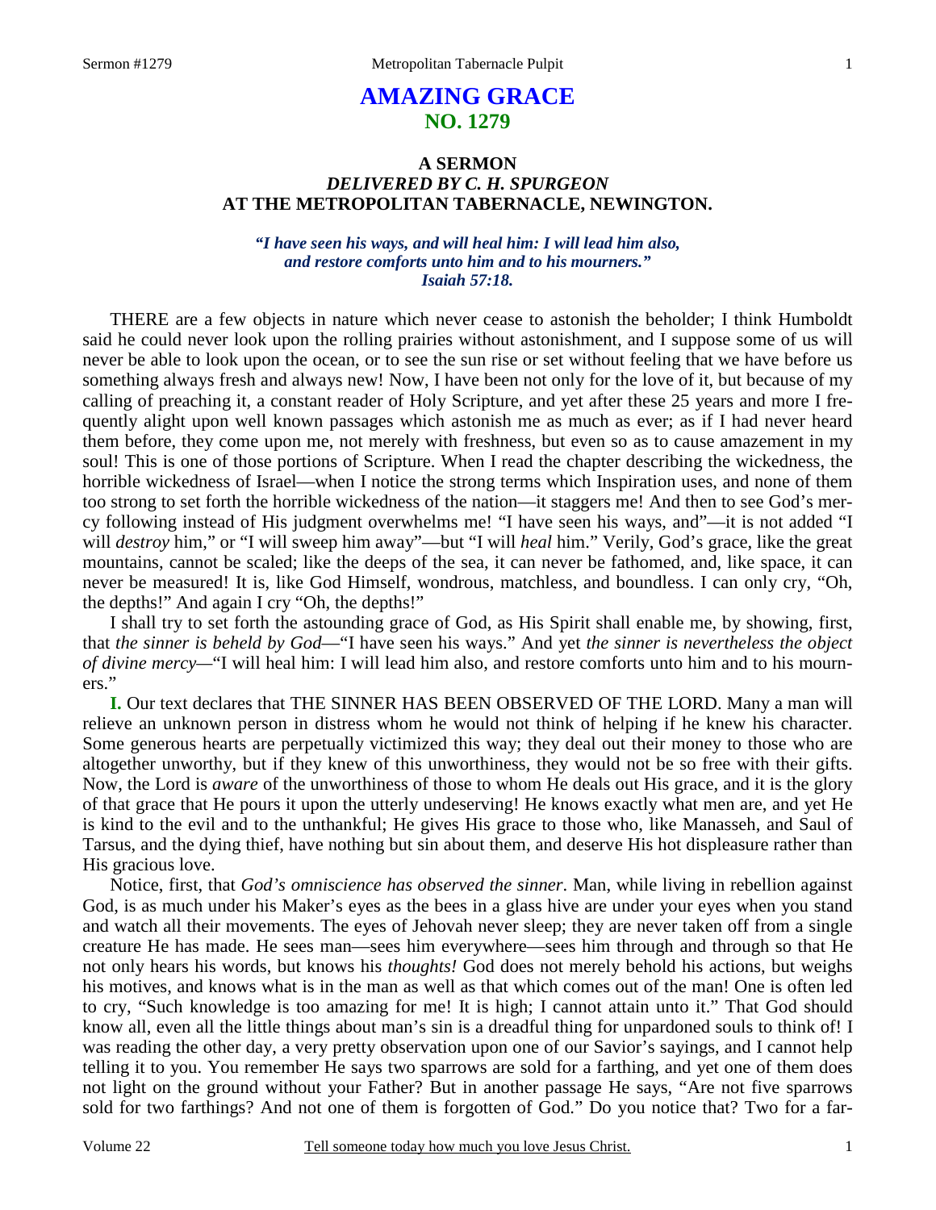# AMAZING GRACE
## NO. 1279

### A SERMON
### *DELIVERED BY C. H. SPURGEON*
### AT THE METROPOLITAN TABERNACLE, NEWINGTON.

*"I have seen his ways, and will heal him: I will lead him also, and restore comforts unto him and to his mourners." Isaiah 57:18.*

THERE are a few objects in nature which never cease to astonish the beholder; I think Humboldt said he could never look upon the rolling prairies without astonishment, and I suppose some of us will never be able to look upon the ocean, or to see the sun rise or set without feeling that we have before us something always fresh and always new! Now, I have been not only for the love of it, but because of my calling of preaching it, a constant reader of Holy Scripture, and yet after these 25 years and more I frequently alight upon well known passages which astonish me as much as ever; as if I had never heard them before, they come upon me, not merely with freshness, but even so as to cause amazement in my soul! This is one of those portions of Scripture. When I read the chapter describing the wickedness, the horrible wickedness of Israel—when I notice the strong terms which Inspiration uses, and none of them too strong to set forth the horrible wickedness of the nation—it staggers me! And then to see God's mercy following instead of His judgment overwhelms me! "I have seen his ways, and"—it is not added "I will *destroy* him," or "I will sweep him away"—but "I will *heal* him." Verily, God's grace, like the great mountains, cannot be scaled; like the deeps of the sea, it can never be fathomed, and, like space, it can never be measured! It is, like God Himself, wondrous, matchless, and boundless. I can only cry, "Oh, the depths!" And again I cry "Oh, the depths!"

I shall try to set forth the astounding grace of God, as His Spirit shall enable me, by showing, first, that *the sinner is beheld by God*—"I have seen his ways." And yet *the sinner is nevertheless the object of divine mercy*—"I will heal him: I will lead him also, and restore comforts unto him and to his mourners."

**I.** Our text declares that THE SINNER HAS BEEN OBSERVED OF THE LORD. Many a man will relieve an unknown person in distress whom he would not think of helping if he knew his character. Some generous hearts are perpetually victimized this way; they deal out their money to those who are altogether unworthy, but if they knew of this unworthiness, they would not be so free with their gifts. Now, the Lord is *aware* of the unworthiness of those to whom He deals out His grace, and it is the glory of that grace that He pours it upon the utterly undeserving! He knows exactly what men are, and yet He is kind to the evil and to the unthankful; He gives His grace to those who, like Manasseh, and Saul of Tarsus, and the dying thief, have nothing but sin about them, and deserve His hot displeasure rather than His gracious love.

Notice, first, that *God's omniscience has observed the sinner*. Man, while living in rebellion against God, is as much under his Maker's eyes as the bees in a glass hive are under your eyes when you stand and watch all their movements. The eyes of Jehovah never sleep; they are never taken off from a single creature He has made. He sees man—sees him everywhere—sees him through and through so that He not only hears his words, but knows his *thoughts!* God does not merely behold his actions, but weighs his motives, and knows what is in the man as well as that which comes out of the man! One is often led to cry, "Such knowledge is too amazing for me! It is high; I cannot attain unto it." That God should know all, even all the little things about man's sin is a dreadful thing for unpardoned souls to think of! I was reading the other day, a very pretty observation upon one of our Savior's sayings, and I cannot help telling it to you. You remember He says two sparrows are sold for a farthing, and yet one of them does not light on the ground without your Father? But in another passage He says, "Are not five sparrows sold for two farthings? And not one of them is forgotten of God." Do you notice that? Two for a far-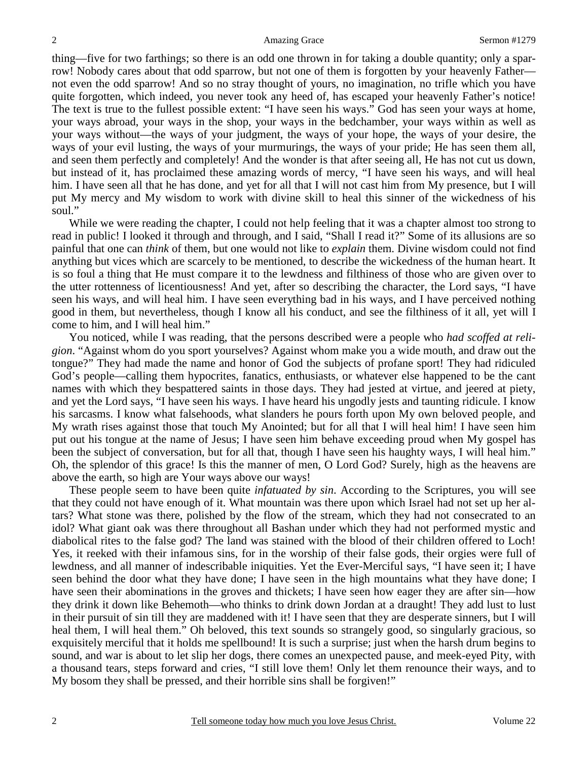thing—five for two farthings; so there is an odd one thrown in for taking a double quantity; only a sparrow! Nobody cares about that odd sparrow, but not one of them is forgotten by your heavenly Father—not even the odd sparrow! And so no stray thought of yours, no imagination, no trifle which you have quite forgotten, which indeed, you never took any heed of, has escaped your heavenly Father's notice! The text is true to the fullest possible extent: "I have seen his ways." God has seen your ways at home, your ways abroad, your ways in the shop, your ways in the bedchamber, your ways within as well as your ways without—the ways of your judgment, the ways of your hope, the ways of your desire, the ways of your evil lusting, the ways of your murmurings, the ways of your pride; He has seen them all, and seen them perfectly and completely! And the wonder is that after seeing all, He has not cut us down, but instead of it, has proclaimed these amazing words of mercy, "I have seen his ways, and will heal him. I have seen all that he has done, and yet for all that I will not cast him from My presence, but I will put My mercy and My wisdom to work with divine skill to heal this sinner of the wickedness of his soul."

While we were reading the chapter, I could not help feeling that it was a chapter almost too strong to read in public! I looked it through and through, and I said, "Shall I read it?" Some of its allusions are so painful that one can *think* of them, but one would not like to *explain* them. Divine wisdom could not find anything but vices which are scarcely to be mentioned, to describe the wickedness of the human heart. It is so foul a thing that He must compare it to the lewdness and filthiness of those who are given over to the utter rottenness of licentiousness! And yet, after so describing the character, the Lord says, "I have seen his ways, and will heal him. I have seen everything bad in his ways, and I have perceived nothing good in them, but nevertheless, though I know all his conduct, and see the filthiness of it all, yet will I come to him, and I will heal him."

You noticed, while I was reading, that the persons described were a people who *had scoffed at religion*. "Against whom do you sport yourselves? Against whom make you a wide mouth, and draw out the tongue?" They had made the name and honor of God the subjects of profane sport! They had ridiculed God's people—calling them hypocrites, fanatics, enthusiasts, or whatever else happened to be the cant names with which they bespattered saints in those days. They had jested at virtue, and jeered at piety, and yet the Lord says, "I have seen his ways. I have heard his ungodly jests and taunting ridicule. I know his sarcasms. I know what falsehoods, what slanders he pours forth upon My own beloved people, and My wrath rises against those that touch My Anointed; but for all that I will heal him! I have seen him put out his tongue at the name of Jesus; I have seen him behave exceeding proud when My gospel has been the subject of conversation, but for all that, though I have seen his haughty ways, I will heal him." Oh, the splendor of this grace! Is this the manner of men, O Lord God? Surely, high as the heavens are above the earth, so high are Your ways above our ways!

These people seem to have been quite *infatuated by sin*. According to the Scriptures, you will see that they could not have enough of it. What mountain was there upon which Israel had not set up her altars? What stone was there, polished by the flow of the stream, which they had not consecrated to an idol? What giant oak was there throughout all Bashan under which they had not performed mystic and diabolical rites to the false god? The land was stained with the blood of their children offered to Loch! Yes, it reeked with their infamous sins, for in the worship of their false gods, their orgies were full of lewdness, and all manner of indescribable iniquities. Yet the Ever-Merciful says, "I have seen it; I have seen behind the door what they have done; I have seen in the high mountains what they have done; I have seen their abominations in the groves and thickets; I have seen how eager they are after sin—how they drink it down like Behemoth—who thinks to drink down Jordan at a draught! They add lust to lust in their pursuit of sin till they are maddened with it! I have seen that they are desperate sinners, but I will heal them, I will heal them." Oh beloved, this text sounds so strangely good, so singularly gracious, so exquisitely merciful that it holds me spellbound! It is such a surprise; just when the harsh drum begins to sound, and war is about to let slip her dogs, there comes an unexpected pause, and meek-eyed Pity, with a thousand tears, steps forward and cries, "I still love them! Only let them renounce their ways, and to My bosom they shall be pressed, and their horrible sins shall be forgiven!"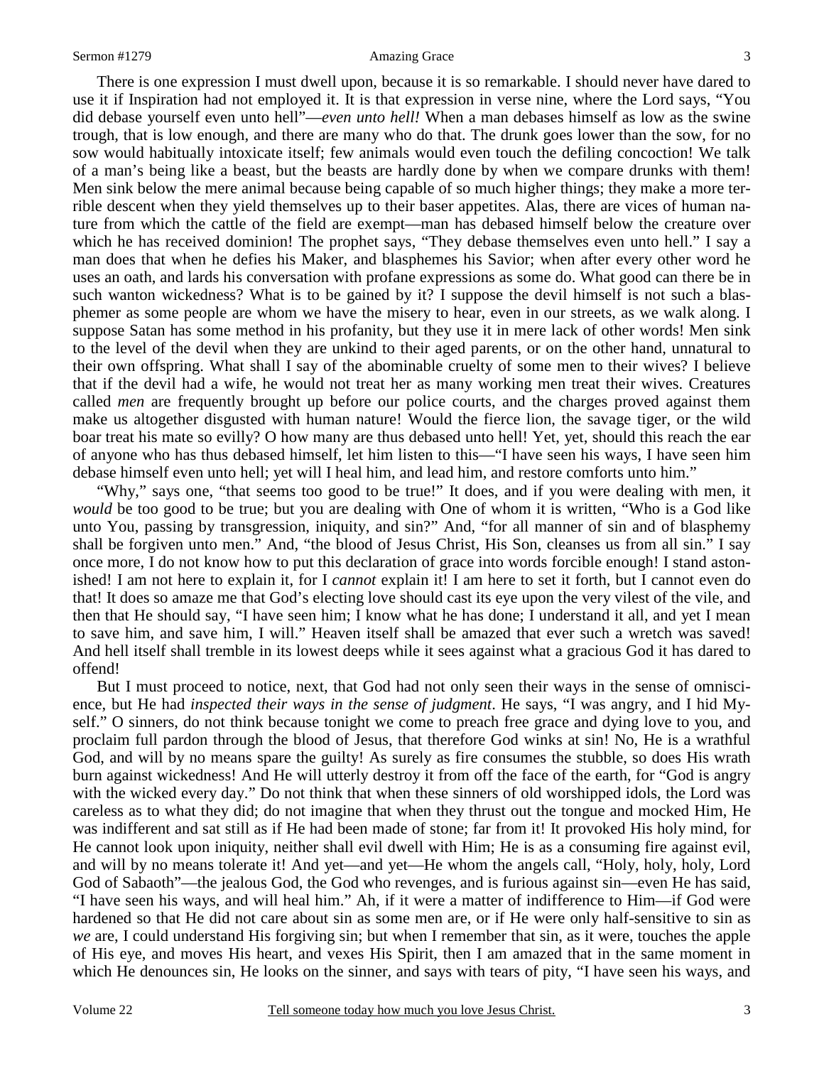There is one expression I must dwell upon, because it is so remarkable. I should never have dared to use it if Inspiration had not employed it. It is that expression in verse nine, where the Lord says, "You did debase yourself even unto hell"—*even unto hell!* When a man debases himself as low as the swine trough, that is low enough, and there are many who do that. The drunk goes lower than the sow, for no sow would habitually intoxicate itself; few animals would even touch the defiling concoction! We talk of a man's being like a beast, but the beasts are hardly done by when we compare drunks with them! Men sink below the mere animal because being capable of so much higher things; they make a more terrible descent when they yield themselves up to their baser appetites. Alas, there are vices of human nature from which the cattle of the field are exempt—man has debased himself below the creature over which he has received dominion! The prophet says, "They debase themselves even unto hell." I say a man does that when he defies his Maker, and blasphemes his Savior; when after every other word he uses an oath, and lards his conversation with profane expressions as some do. What good can there be in such wanton wickedness? What is to be gained by it? I suppose the devil himself is not such a blasphemer as some people are whom we have the misery to hear, even in our streets, as we walk along. I suppose Satan has some method in his profanity, but they use it in mere lack of other words! Men sink to the level of the devil when they are unkind to their aged parents, or on the other hand, unnatural to their own offspring. What shall I say of the abominable cruelty of some men to their wives? I believe that if the devil had a wife, he would not treat her as many working men treat their wives. Creatures called *men* are frequently brought up before our police courts, and the charges proved against them make us altogether disgusted with human nature! Would the fierce lion, the savage tiger, or the wild boar treat his mate so evilly? O how many are thus debased unto hell! Yet, yet, should this reach the ear of anyone who has thus debased himself, let him listen to this—"I have seen his ways, I have seen him debase himself even unto hell; yet will I heal him, and lead him, and restore comforts unto him."

"Why," says one, "that seems too good to be true!" It does, and if you were dealing with men, it *would* be too good to be true; but you are dealing with One of whom it is written, "Who is a God like unto You, passing by transgression, iniquity, and sin?" And, "for all manner of sin and of blasphemy shall be forgiven unto men." And, "the blood of Jesus Christ, His Son, cleanses us from all sin." I say once more, I do not know how to put this declaration of grace into words forcible enough! I stand astonished! I am not here to explain it, for I *cannot* explain it! I am here to set it forth, but I cannot even do that! It does so amaze me that God's electing love should cast its eye upon the very vilest of the vile, and then that He should say, "I have seen him; I know what he has done; I understand it all, and yet I mean to save him, and save him, I will." Heaven itself shall be amazed that ever such a wretch was saved! And hell itself shall tremble in its lowest deeps while it sees against what a gracious God it has dared to offend!

But I must proceed to notice, next, that God had not only seen their ways in the sense of omniscience, but He had *inspected their ways in the sense of judgment*. He says, "I was angry, and I hid Myself." O sinners, do not think because tonight we come to preach free grace and dying love to you, and proclaim full pardon through the blood of Jesus, that therefore God winks at sin! No, He is a wrathful God, and will by no means spare the guilty! As surely as fire consumes the stubble, so does His wrath burn against wickedness! And He will utterly destroy it from off the face of the earth, for "God is angry with the wicked every day." Do not think that when these sinners of old worshipped idols, the Lord was careless as to what they did; do not imagine that when they thrust out the tongue and mocked Him, He was indifferent and sat still as if He had been made of stone; far from it! It provoked His holy mind, for He cannot look upon iniquity, neither shall evil dwell with Him; He is as a consuming fire against evil, and will by no means tolerate it! And yet—and yet—He whom the angels call, "Holy, holy, holy, Lord God of Sabaoth"—the jealous God, the God who revenges, and is furious against sin—even He has said, "I have seen his ways, and will heal him." Ah, if it were a matter of indifference to Him—if God were hardened so that He did not care about sin as some men are, or if He were only half-sensitive to sin as *we* are, I could understand His forgiving sin; but when I remember that sin, as it were, touches the apple of His eye, and moves His heart, and vexes His Spirit, then I am amazed that in the same moment in which He denounces sin, He looks on the sinner, and says with tears of pity, "I have seen his ways, and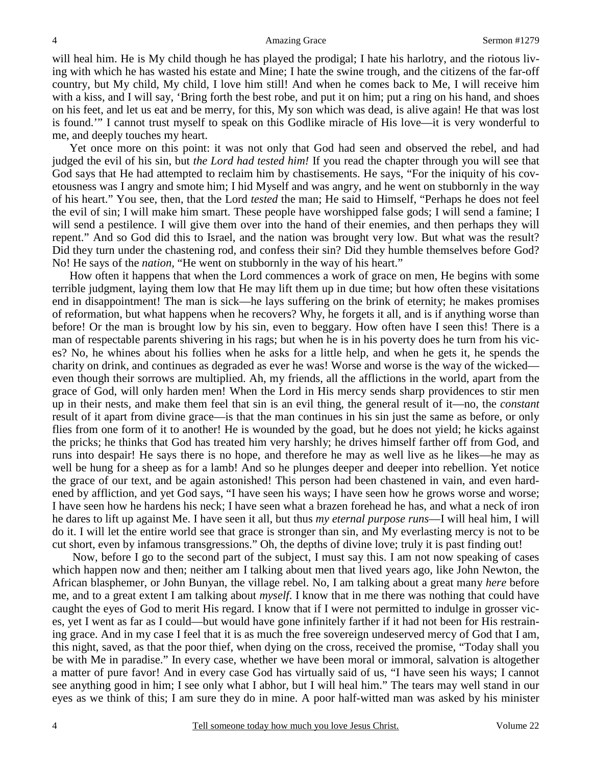will heal him. He is My child though he has played the prodigal; I hate his harlotry, and the riotous living with which he has wasted his estate and Mine; I hate the swine trough, and the citizens of the far-off country, but My child, My child, I love him still! And when he comes back to Me, I will receive him with a kiss, and I will say, 'Bring forth the best robe, and put it on him; put a ring on his hand, and shoes on his feet, and let us eat and be merry, for this, My son which was dead, is alive again! He that was lost is found.'" I cannot trust myself to speak on this Godlike miracle of His love—it is very wonderful to me, and deeply touches my heart.

Yet once more on this point: it was not only that God had seen and observed the rebel, and had judged the evil of his sin, but *the Lord had tested him!* If you read the chapter through you will see that God says that He had attempted to reclaim him by chastisements. He says, "For the iniquity of his covetousness was I angry and smote him; I hid Myself and was angry, and he went on stubbornly in the way of his heart." You see, then, that the Lord *tested* the man; He said to Himself, "Perhaps he does not feel the evil of sin; I will make him smart. These people have worshipped false gods; I will send a famine; I will send a pestilence. I will give them over into the hand of their enemies, and then perhaps they will repent." And so God did this to Israel, and the nation was brought very low. But what was the result? Did they turn under the chastening rod, and confess their sin? Did they humble themselves before God? No! He says of the *nation,* "He went on stubbornly in the way of his heart."

How often it happens that when the Lord commences a work of grace on men, He begins with some terrible judgment, laying them low that He may lift them up in due time; but how often these visitations end in disappointment! The man is sick—he lays suffering on the brink of eternity; he makes promises of reformation, but what happens when he recovers? Why, he forgets it all, and is if anything worse than before! Or the man is brought low by his sin, even to beggary. How often have I seen this! There is a man of respectable parents shivering in his rags; but when he is in his poverty does he turn from his vices? No, he whines about his follies when he asks for a little help, and when he gets it, he spends the charity on drink, and continues as degraded as ever he was! Worse and worse is the way of the wicked—even though their sorrows are multiplied. Ah, my friends, all the afflictions in the world, apart from the grace of God, will only harden men! When the Lord in His mercy sends sharp providences to stir men up in their nests, and make them feel that sin is an evil thing, the general result of it—no, the *constant* result of it apart from divine grace—is that the man continues in his sin just the same as before, or only flies from one form of it to another! He is wounded by the goad, but he does not yield; he kicks against the pricks; he thinks that God has treated him very harshly; he drives himself farther off from God, and runs into despair! He says there is no hope, and therefore he may as well live as he likes—he may as well be hung for a sheep as for a lamb! And so he plunges deeper and deeper into rebellion. Yet notice the grace of our text, and be again astonished! This person had been chastened in vain, and even hardened by affliction, and yet God says, "I have seen his ways; I have seen how he grows worse and worse; I have seen how he hardens his neck; I have seen what a brazen forehead he has, and what a neck of iron he dares to lift up against Me. I have seen it all, but thus *my eternal purpose runs*—I will heal him, I will do it. I will let the entire world see that grace is stronger than sin, and My everlasting mercy is not to be cut short, even by infamous transgressions." Oh, the depths of divine love; truly it is past finding out!

Now, before I go to the second part of the subject, I must say this. I am not now speaking of cases which happen now and then; neither am I talking about men that lived years ago, like John Newton, the African blasphemer, or John Bunyan, the village rebel. No, I am talking about a great many *here* before me, and to a great extent I am talking about *myself*. I know that in me there was nothing that could have caught the eyes of God to merit His regard. I know that if I were not permitted to indulge in grosser vices, yet I went as far as I could—but would have gone infinitely farther if it had not been for His restraining grace. And in my case I feel that it is as much the free sovereign undeserved mercy of God that I am, this night, saved, as that the poor thief, when dying on the cross, received the promise, "Today shall you be with Me in paradise." In every case, whether we have been moral or immoral, salvation is altogether a matter of pure favor! And in every case God has virtually said of us, "I have seen his ways; I cannot see anything good in him; I see only what I abhor, but I will heal him." The tears may well stand in our eyes as we think of this; I am sure they do in mine. A poor half-witted man was asked by his minister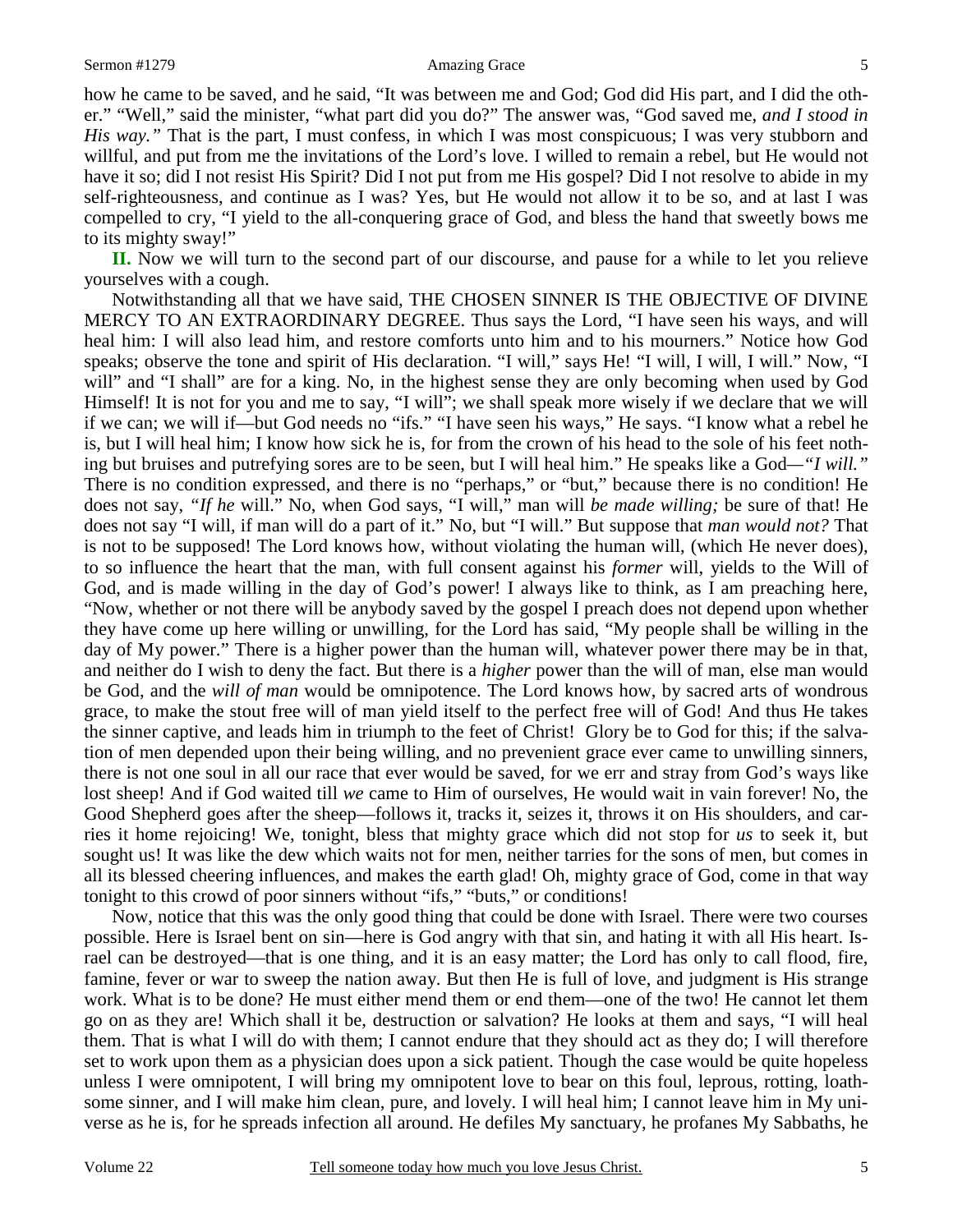how he came to be saved, and he said, "It was between me and God; God did His part, and I did the other." "Well," said the minister, "what part did you do?" The answer was, "God saved me, *and I stood in His way."* That is the part, I must confess, in which I was most conspicuous; I was very stubborn and willful, and put from me the invitations of the Lord's love. I willed to remain a rebel, but He would not have it so; did I not resist His Spirit? Did I not put from me His gospel? Did I not resolve to abide in my self-righteousness, and continue as I was? Yes, but He would not allow it to be so, and at last I was compelled to cry, "I yield to the all-conquering grace of God, and bless the hand that sweetly bows me to its mighty sway!"

**II.** Now we will turn to the second part of our discourse, and pause for a while to let you relieve yourselves with a cough.

Notwithstanding all that we have said, THE CHOSEN SINNER IS THE OBJECTIVE OF DIVINE MERCY TO AN EXTRAORDINARY DEGREE. Thus says the Lord, "I have seen his ways, and will heal him: I will also lead him, and restore comforts unto him and to his mourners." Notice how God speaks; observe the tone and spirit of His declaration. "I will," says He! "I will, I will, I will." Now, "I will" and "I shall" are for a king. No, in the highest sense they are only becoming when used by God Himself! It is not for you and me to say, "I will"; we shall speak more wisely if we declare that we will if we can; we will if—but God needs no "ifs." "I have seen his ways," He says. "I know what a rebel he is, but I will heal him; I know how sick he is, for from the crown of his head to the sole of his feet nothing but bruises and putrefying sores are to be seen, but I will heal him." He speaks like a God—*"I will."* There is no condition expressed, and there is no "perhaps," or "but," because there is no condition! He does not say, *"If he* will." No, when God says, "I will," man will *be made willing;* be sure of that! He does not say "I will, if man will do a part of it." No, but "I will." But suppose that *man would not?* That is not to be supposed! The Lord knows how, without violating the human will, (which He never does), to so influence the heart that the man, with full consent against his *former* will, yields to the Will of God, and is made willing in the day of God's power! I always like to think, as I am preaching here, "Now, whether or not there will be anybody saved by the gospel I preach does not depend upon whether they have come up here willing or unwilling, for the Lord has said, "My people shall be willing in the day of My power." There is a higher power than the human will, whatever power there may be in that, and neither do I wish to deny the fact. But there is a *higher* power than the will of man, else man would be God, and the *will of man* would be omnipotence. The Lord knows how, by sacred arts of wondrous grace, to make the stout free will of man yield itself to the perfect free will of God! And thus He takes the sinner captive, and leads him in triumph to the feet of Christ! Glory be to God for this; if the salvation of men depended upon their being willing, and no prevenient grace ever came to unwilling sinners, there is not one soul in all our race that ever would be saved, for we err and stray from God's ways like lost sheep! And if God waited till *we* came to Him of ourselves, He would wait in vain forever! No, the Good Shepherd goes after the sheep—follows it, tracks it, seizes it, throws it on His shoulders, and carries it home rejoicing! We, tonight, bless that mighty grace which did not stop for *us* to seek it, but sought us! It was like the dew which waits not for men, neither tarries for the sons of men, but comes in all its blessed cheering influences, and makes the earth glad! Oh, mighty grace of God, come in that way tonight to this crowd of poor sinners without "ifs," "buts," or conditions!

Now, notice that this was the only good thing that could be done with Israel. There were two courses possible. Here is Israel bent on sin—here is God angry with that sin, and hating it with all His heart. Israel can be destroyed—that is one thing, and it is an easy matter; the Lord has only to call flood, fire, famine, fever or war to sweep the nation away. But then He is full of love, and judgment is His strange work. What is to be done? He must either mend them or end them—one of the two! He cannot let them go on as they are! Which shall it be, destruction or salvation? He looks at them and says, "I will heal them. That is what I will do with them; I cannot endure that they should act as they do; I will therefore set to work upon them as a physician does upon a sick patient. Though the case would be quite hopeless unless I were omnipotent, I will bring my omnipotent love to bear on this foul, leprous, rotting, loathsome sinner, and I will make him clean, pure, and lovely. I will heal him; I cannot leave him in My universe as he is, for he spreads infection all around. He defiles My sanctuary, he profanes My Sabbaths, he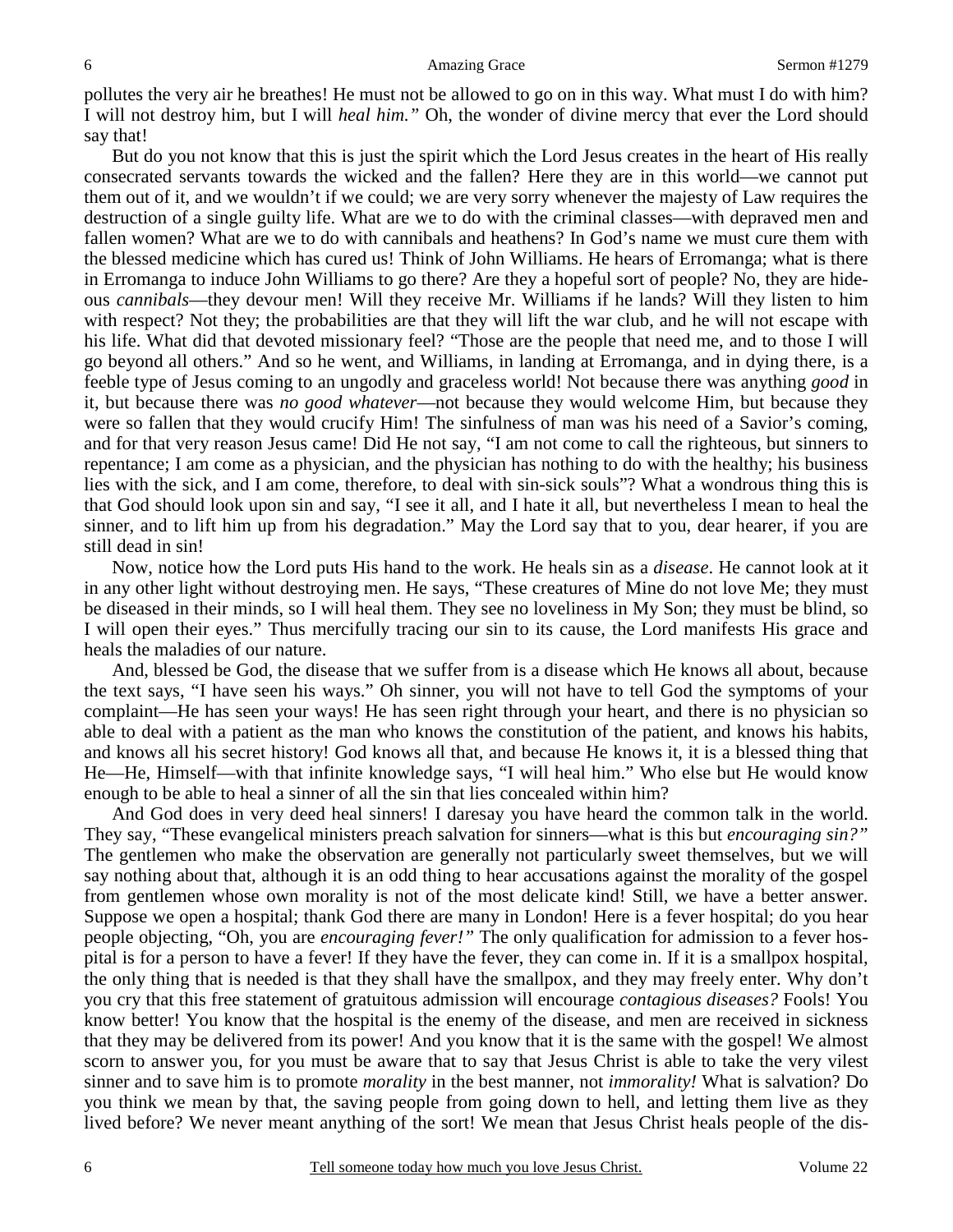pollutes the very air he breathes! He must not be allowed to go on in this way. What must I do with him? I will not destroy him, but I will *heal him."* Oh, the wonder of divine mercy that ever the Lord should say that!

But do you not know that this is just the spirit which the Lord Jesus creates in the heart of His really consecrated servants towards the wicked and the fallen? Here they are in this world—we cannot put them out of it, and we wouldn't if we could; we are very sorry whenever the majesty of Law requires the destruction of a single guilty life. What are we to do with the criminal classes—with depraved men and fallen women? What are we to do with cannibals and heathens? In God's name we must cure them with the blessed medicine which has cured us! Think of John Williams. He hears of Erromanga; what is there in Erromanga to induce John Williams to go there? Are they a hopeful sort of people? No, they are hideous *cannibals*—they devour men! Will they receive Mr. Williams if he lands? Will they listen to him with respect? Not they; the probabilities are that they will lift the war club, and he will not escape with his life. What did that devoted missionary feel? "Those are the people that need me, and to those I will go beyond all others." And so he went, and Williams, in landing at Erromanga, and in dying there, is a feeble type of Jesus coming to an ungodly and graceless world! Not because there was anything *good* in it, but because there was *no good whatever*—not because they would welcome Him, but because they were so fallen that they would crucify Him! The sinfulness of man was his need of a Savior's coming, and for that very reason Jesus came! Did He not say, "I am not come to call the righteous, but sinners to repentance; I am come as a physician, and the physician has nothing to do with the healthy; his business lies with the sick, and I am come, therefore, to deal with sin-sick souls"? What a wondrous thing this is that God should look upon sin and say, "I see it all, and I hate it all, but nevertheless I mean to heal the sinner, and to lift him up from his degradation." May the Lord say that to you, dear hearer, if you are still dead in sin!

Now, notice how the Lord puts His hand to the work. He heals sin as a *disease*. He cannot look at it in any other light without destroying men. He says, "These creatures of Mine do not love Me; they must be diseased in their minds, so I will heal them. They see no loveliness in My Son; they must be blind, so I will open their eyes." Thus mercifully tracing our sin to its cause, the Lord manifests His grace and heals the maladies of our nature.

And, blessed be God, the disease that we suffer from is a disease which He knows all about, because the text says, "I have seen his ways." Oh sinner, you will not have to tell God the symptoms of your complaint—He has seen your ways! He has seen right through your heart, and there is no physician so able to deal with a patient as the man who knows the constitution of the patient, and knows his habits, and knows all his secret history! God knows all that, and because He knows it, it is a blessed thing that He—He, Himself—with that infinite knowledge says, "I will heal him." Who else but He would know enough to be able to heal a sinner of all the sin that lies concealed within him?

And God does in very deed heal sinners! I daresay you have heard the common talk in the world. They say, "These evangelical ministers preach salvation for sinners—what is this but *encouraging sin?"* The gentlemen who make the observation are generally not particularly sweet themselves, but we will say nothing about that, although it is an odd thing to hear accusations against the morality of the gospel from gentlemen whose own morality is not of the most delicate kind! Still, we have a better answer. Suppose we open a hospital; thank God there are many in London! Here is a fever hospital; do you hear people objecting, "Oh, you are *encouraging fever!"* The only qualification for admission to a fever hospital is for a person to have a fever! If they have the fever, they can come in. If it is a smallpox hospital, the only thing that is needed is that they shall have the smallpox, and they may freely enter. Why don't you cry that this free statement of gratuitous admission will encourage *contagious diseases?* Fools! You know better! You know that the hospital is the enemy of the disease, and men are received in sickness that they may be delivered from its power! And you know that it is the same with the gospel! We almost scorn to answer you, for you must be aware that to say that Jesus Christ is able to take the very vilest sinner and to save him is to promote *morality* in the best manner, not *immorality!* What is salvation? Do you think we mean by that, the saving people from going down to hell, and letting them live as they lived before? We never meant anything of the sort! We mean that Jesus Christ heals people of the dis-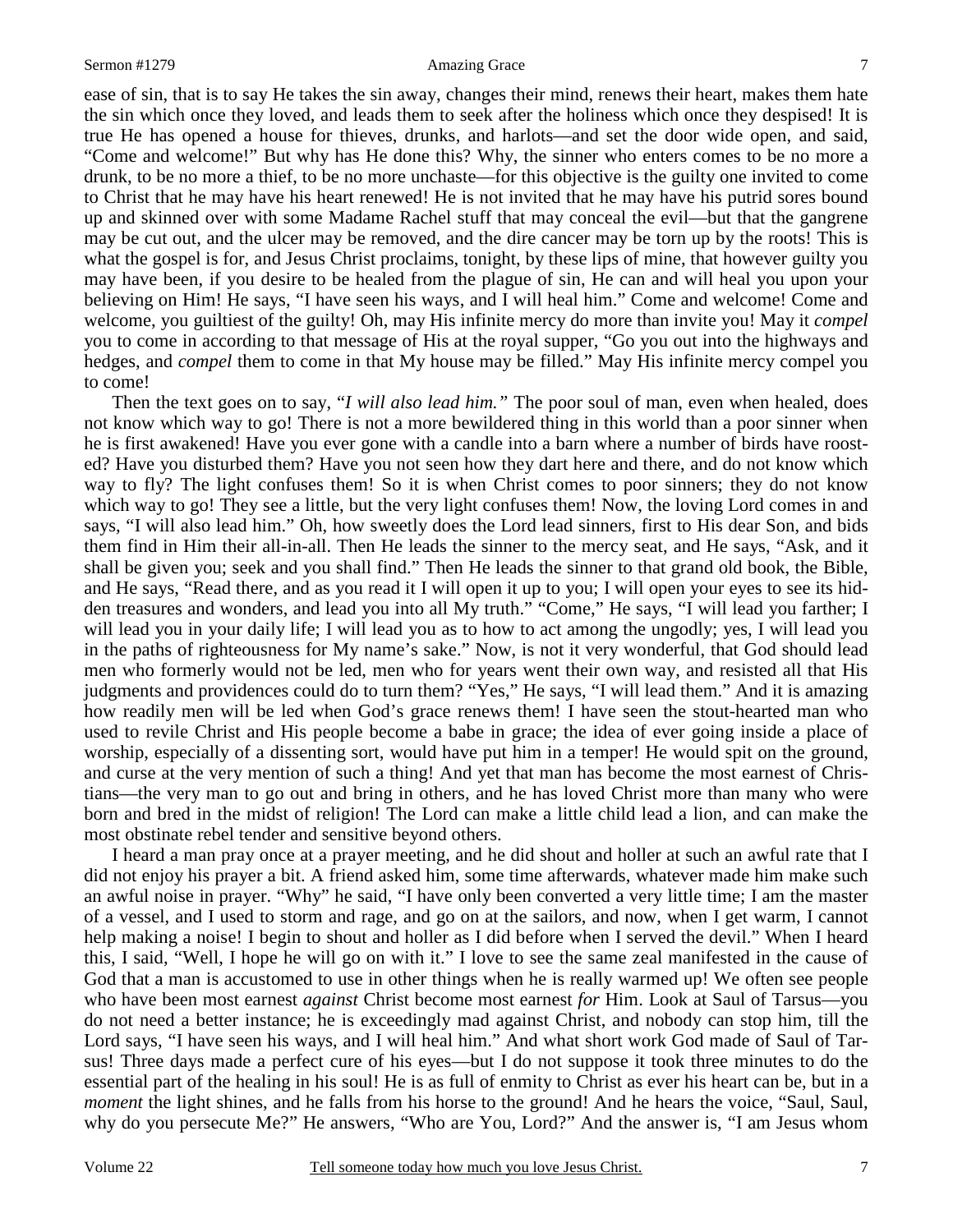ease of sin, that is to say He takes the sin away, changes their mind, renews their heart, makes them hate the sin which once they loved, and leads them to seek after the holiness which once they despised! It is true He has opened a house for thieves, drunks, and harlots—and set the door wide open, and said, "Come and welcome!" But why has He done this? Why, the sinner who enters comes to be no more a drunk, to be no more a thief, to be no more unchaste—for this objective is the guilty one invited to come to Christ that he may have his heart renewed! He is not invited that he may have his putrid sores bound up and skinned over with some Madame Rachel stuff that may conceal the evil—but that the gangrene may be cut out, and the ulcer may be removed, and the dire cancer may be torn up by the roots! This is what the gospel is for, and Jesus Christ proclaims, tonight, by these lips of mine, that however guilty you may have been, if you desire to be healed from the plague of sin, He can and will heal you upon your believing on Him! He says, "I have seen his ways, and I will heal him." Come and welcome! Come and welcome, you guiltiest of the guilty! Oh, may His infinite mercy do more than invite you! May it *compel* you to come in according to that message of His at the royal supper, "Go you out into the highways and hedges, and *compel* them to come in that My house may be filled." May His infinite mercy compel you to come!

Then the text goes on to say, "*I will also lead him.*" The poor soul of man, even when healed, does not know which way to go! There is not a more bewildered thing in this world than a poor sinner when he is first awakened! Have you ever gone with a candle into a barn where a number of birds have roosted? Have you disturbed them? Have you not seen how they dart here and there, and do not know which way to fly? The light confuses them! So it is when Christ comes to poor sinners; they do not know which way to go! They see a little, but the very light confuses them! Now, the loving Lord comes in and says, "I will also lead him." Oh, how sweetly does the Lord lead sinners, first to His dear Son, and bids them find in Him their all-in-all. Then He leads the sinner to the mercy seat, and He says, "Ask, and it shall be given you; seek and you shall find." Then He leads the sinner to that grand old book, the Bible, and He says, "Read there, and as you read it I will open it up to you; I will open your eyes to see its hidden treasures and wonders, and lead you into all My truth." "Come," He says, "I will lead you farther; I will lead you in your daily life; I will lead you as to how to act among the ungodly; yes, I will lead you in the paths of righteousness for My name's sake." Now, is not it very wonderful, that God should lead men who formerly would not be led, men who for years went their own way, and resisted all that His judgments and providences could do to turn them? "Yes," He says, "I will lead them." And it is amazing how readily men will be led when God's grace renews them! I have seen the stout-hearted man who used to revile Christ and His people become a babe in grace; the idea of ever going inside a place of worship, especially of a dissenting sort, would have put him in a temper! He would spit on the ground, and curse at the very mention of such a thing! And yet that man has become the most earnest of Christians—the very man to go out and bring in others, and he has loved Christ more than many who were born and bred in the midst of religion! The Lord can make a little child lead a lion, and can make the most obstinate rebel tender and sensitive beyond others.

I heard a man pray once at a prayer meeting, and he did shout and holler at such an awful rate that I did not enjoy his prayer a bit. A friend asked him, some time afterwards, whatever made him make such an awful noise in prayer. "Why" he said, "I have only been converted a very little time; I am the master of a vessel, and I used to storm and rage, and go on at the sailors, and now, when I get warm, I cannot help making a noise! I begin to shout and holler as I did before when I served the devil." When I heard this, I said, "Well, I hope he will go on with it." I love to see the same zeal manifested in the cause of God that a man is accustomed to use in other things when he is really warmed up! We often see people who have been most earnest *against* Christ become most earnest *for* Him. Look at Saul of Tarsus—you do not need a better instance; he is exceedingly mad against Christ, and nobody can stop him, till the Lord says, "I have seen his ways, and I will heal him." And what short work God made of Saul of Tarsus! Three days made a perfect cure of his eyes—but I do not suppose it took three minutes to do the essential part of the healing in his soul! He is as full of enmity to Christ as ever his heart can be, but in a *moment* the light shines, and he falls from his horse to the ground! And he hears the voice, "Saul, Saul, why do you persecute Me?" He answers, "Who are You, Lord?" And the answer is, "I am Jesus whom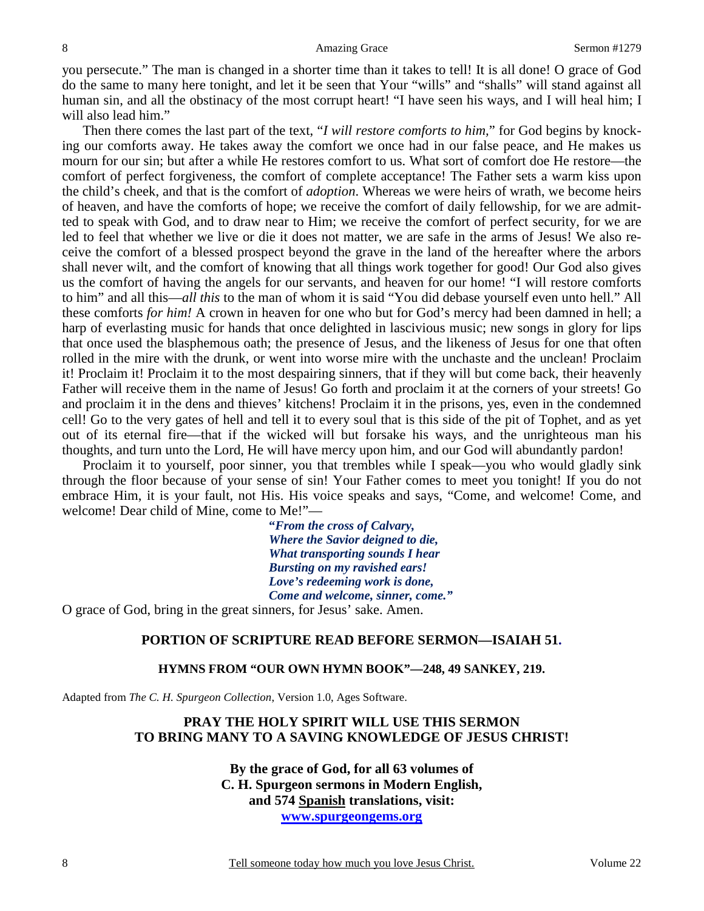you persecute." The man is changed in a shorter time than it takes to tell! It is all done! O grace of God do the same to many here tonight, and let it be seen that Your "wills" and "shalls" will stand against all human sin, and all the obstinacy of the most corrupt heart! "I have seen his ways, and I will heal him; I will also lead him."

Then there comes the last part of the text, "*I will restore comforts to him,*" for God begins by knocking our comforts away. He takes away the comfort we once had in our false peace, and He makes us mourn for our sin; but after a while He restores comfort to us. What sort of comfort doe He restore—the comfort of perfect forgiveness, the comfort of complete acceptance! The Father sets a warm kiss upon the child's cheek, and that is the comfort of *adoption*. Whereas we were heirs of wrath, we become heirs of heaven, and have the comforts of hope; we receive the comfort of daily fellowship, for we are admitted to speak with God, and to draw near to Him; we receive the comfort of perfect security, for we are led to feel that whether we live or die it does not matter, we are safe in the arms of Jesus! We also receive the comfort of a blessed prospect beyond the grave in the land of the hereafter where the arbors shall never wilt, and the comfort of knowing that all things work together for good! Our God also gives us the comfort of having the angels for our servants, and heaven for our home! "I will restore comforts to him" and all this—*all this* to the man of whom it is said "You did debase yourself even unto hell." All these comforts *for him!* A crown in heaven for one who but for God's mercy had been damned in hell; a harp of everlasting music for hands that once delighted in lascivious music; new songs in glory for lips that once used the blasphemous oath; the presence of Jesus, and the likeness of Jesus for one that often rolled in the mire with the drunk, or went into worse mire with the unchaste and the unclean! Proclaim it! Proclaim it! Proclaim it to the most despairing sinners, that if they will but come back, their heavenly Father will receive them in the name of Jesus! Go forth and proclaim it at the corners of your streets! Go and proclaim it in the dens and thieves' kitchens! Proclaim it in the prisons, yes, even in the condemned cell! Go to the very gates of hell and tell it to every soul that is this side of the pit of Tophet, and as yet out of its eternal fire—that if the wicked will but forsake his ways, and the unrighteous man his thoughts, and turn unto the Lord, He will have mercy upon him, and our God will abundantly pardon!

Proclaim it to yourself, poor sinner, you that trembles while I speak—you who would gladly sink through the floor because of your sense of sin! Your Father comes to meet you tonight! If you do not embrace Him, it is your fault, not His. His voice speaks and says, "Come, and welcome! Come, and welcome! Dear child of Mine, come to Me!"—

> ***"From the cross of Calvary,***
> ***Where the Savior deigned to die,***
> ***What transporting sounds I hear***
> ***Bursting on my ravished ears!***
> ***Love's redeeming work is done,***
> ***Come and welcome, sinner, come."***

O grace of God, bring in the great sinners, for Jesus' sake. Amen.

**PORTION OF SCRIPTURE READ BEFORE SERMON—ISAIAH 51.**

**HYMNS FROM "OUR OWN HYMN BOOK"—248, 49 SANKEY, 219.**

Adapted from *The C. H. Spurgeon Collection,* Version 1.0, Ages Software.

**PRAY THE HOLY SPIRIT WILL USE THIS SERMON TO BRING MANY TO A SAVING KNOWLEDGE OF JESUS CHRIST!**

**By the grace of God, for all 63 volumes of C. H. Spurgeon sermons in Modern English, and 574 Spanish translations, visit: www.spurgeongems.org**